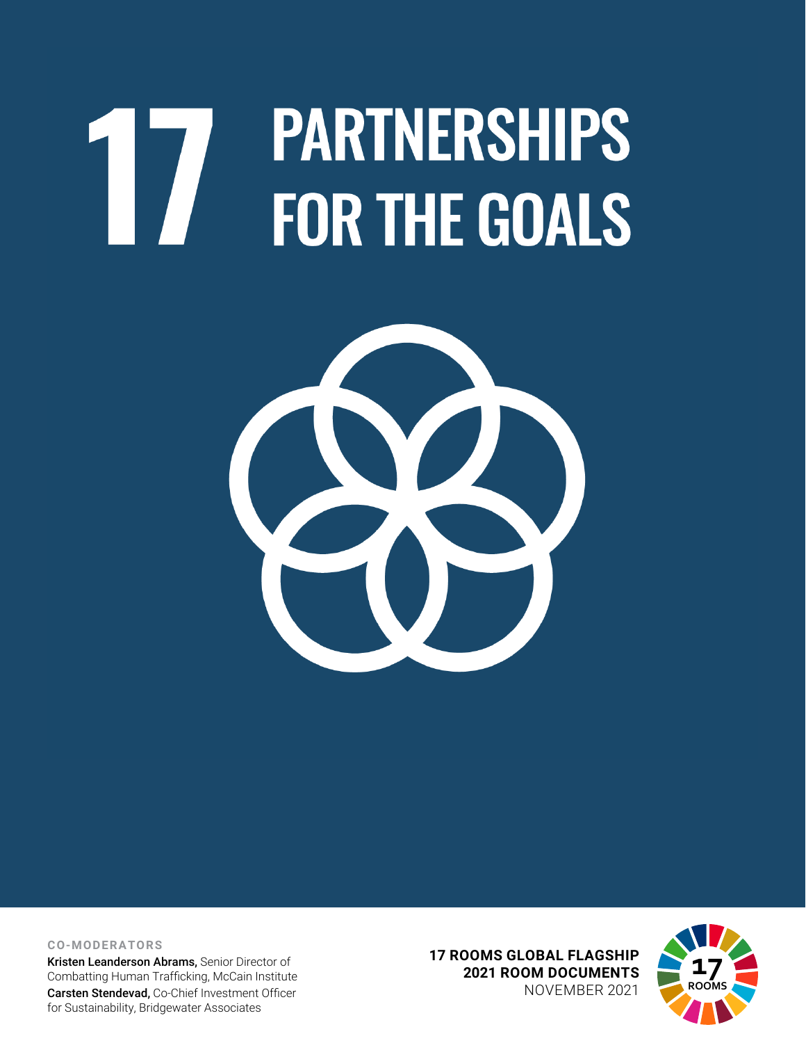# 17 PARTNERSHIPS FOR THE GOALS

**CO-MODERATORS**

**Kristen Leanderson Abrams,** Senior Director of Combatting Human Trafficking, McCain Institute

**Carsten Stendevad,** Co-Chief Investment Officer for Sustainability, Bridgewater Associates

**17 ROOMS GLOBAL FLAGSHIP**
**2021 ROOM DOCUMENTS**
NOVEMBER 2021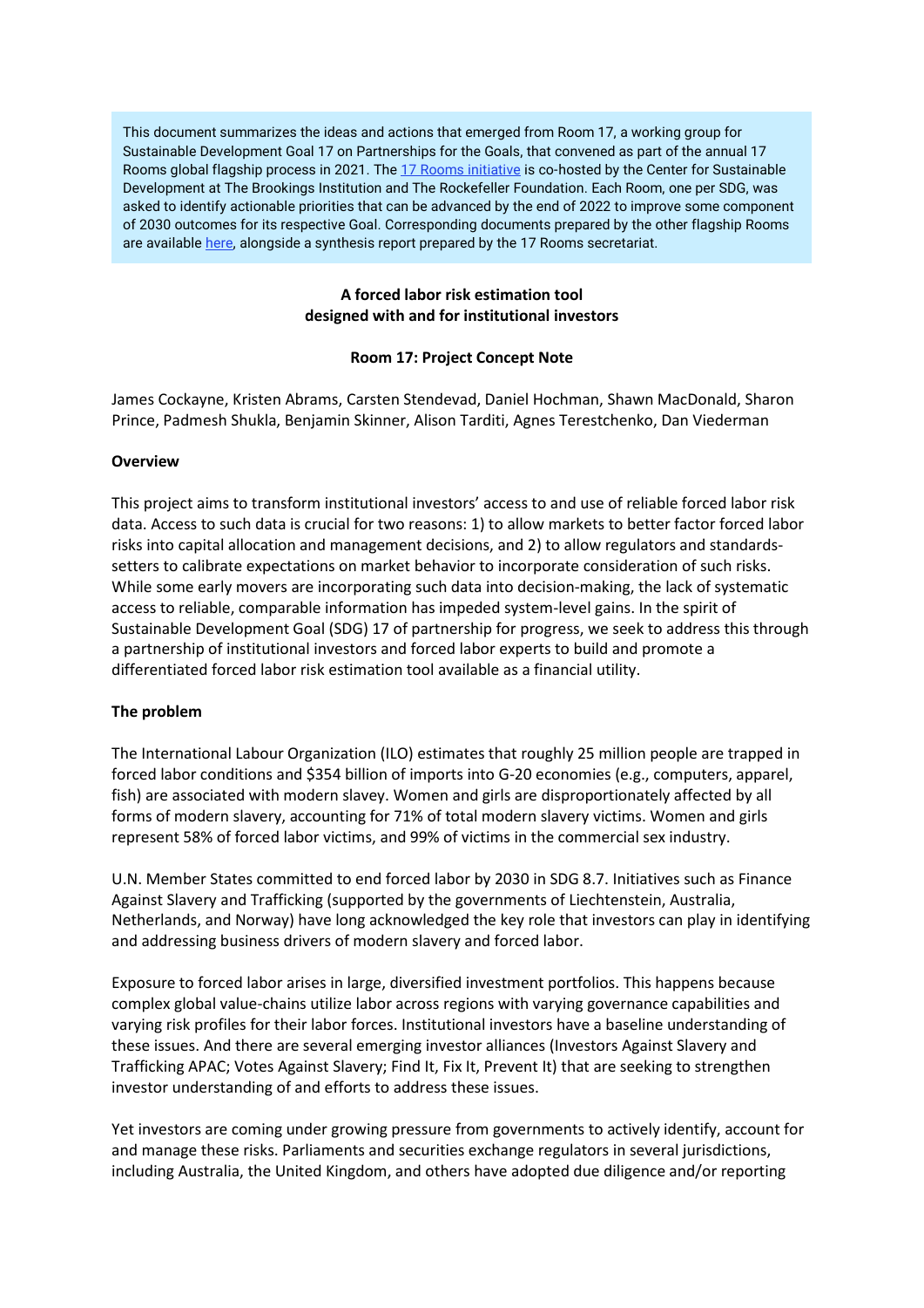This document summarizes the ideas and actions that emerged from Room 17, a working group for Sustainable Development Goal 17 on Partnerships for the Goals, that convened as part of the annual 17 Rooms global flagship process in 2021. The [17 Rooms initiative] is co-hosted by the Center for Sustainable Development at The Brookings Institution and The Rockefeller Foundation. Each Room, one per SDG, was asked to identify actionable priorities that can be advanced by the end of 2022 to improve some component of 2030 outcomes for its respective Goal. Corresponding documents prepared by the other flagship Rooms are available [here], alongside a synthesis report prepared by the 17 Rooms secretariat.

**A forced labor risk estimation tool designed with and for institutional investors**

**Room 17: Project Concept Note**

James Cockayne, Kristen Abrams, Carsten Stendevad, Daniel Hochman, Shawn MacDonald, Sharon Prince, Padmesh Shukla, Benjamin Skinner, Alison Tarditi, Agnes Terestchenko, Dan Viederman

**Overview**

This project aims to transform institutional investors' access to and use of reliable forced labor risk data. Access to such data is crucial for two reasons: 1) to allow markets to better factor forced labor risks into capital allocation and management decisions, and 2) to allow regulators and standards-setters to calibrate expectations on market behavior to incorporate consideration of such risks. While some early movers are incorporating such data into decision-making, the lack of systematic access to reliable, comparable information has impeded system-level gains. In the spirit of Sustainable Development Goal (SDG) 17 of partnership for progress, we seek to address this through a partnership of institutional investors and forced labor experts to build and promote a differentiated forced labor risk estimation tool available as a financial utility.

**The problem**

The International Labour Organization (ILO) estimates that roughly 25 million people are trapped in forced labor conditions and $354 billion of imports into G-20 economies (e.g., computers, apparel, fish) are associated with modern slavey. Women and girls are disproportionately affected by all forms of modern slavery, accounting for 71% of total modern slavery victims. Women and girls represent 58% of forced labor victims, and 99% of victims in the commercial sex industry.

U.N. Member States committed to end forced labor by 2030 in SDG 8.7. Initiatives such as Finance Against Slavery and Trafficking (supported by the governments of Liechtenstein, Australia, Netherlands, and Norway) have long acknowledged the key role that investors can play in identifying and addressing business drivers of modern slavery and forced labor.

Exposure to forced labor arises in large, diversified investment portfolios. This happens because complex global value-chains utilize labor across regions with varying governance capabilities and varying risk profiles for their labor forces. Institutional investors have a baseline understanding of these issues. And there are several emerging investor alliances (Investors Against Slavery and Trafficking APAC; Votes Against Slavery; Find It, Fix It, Prevent It) that are seeking to strengthen investor understanding of and efforts to address these issues.

Yet investors are coming under growing pressure from governments to actively identify, account for and manage these risks. Parliaments and securities exchange regulators in several jurisdictions, including Australia, the United Kingdom, and others have adopted due diligence and/or reporting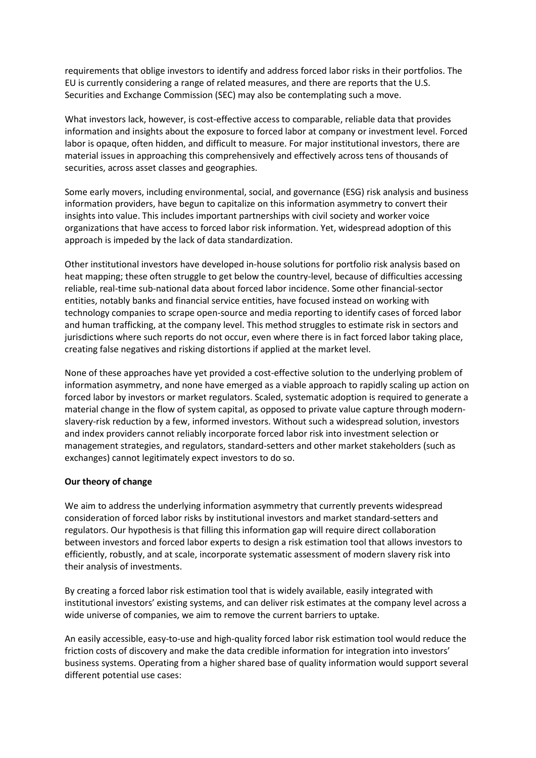requirements that oblige investors to identify and address forced labor risks in their portfolios. The EU is currently considering a range of related measures, and there are reports that the U.S. Securities and Exchange Commission (SEC) may also be contemplating such a move.

What investors lack, however, is cost-effective access to comparable, reliable data that provides information and insights about the exposure to forced labor at company or investment level. Forced labor is opaque, often hidden, and difficult to measure. For major institutional investors, there are material issues in approaching this comprehensively and effectively across tens of thousands of securities, across asset classes and geographies.

Some early movers, including environmental, social, and governance (ESG) risk analysis and business information providers, have begun to capitalize on this information asymmetry to convert their insights into value. This includes important partnerships with civil society and worker voice organizations that have access to forced labor risk information. Yet, widespread adoption of this approach is impeded by the lack of data standardization.

Other institutional investors have developed in-house solutions for portfolio risk analysis based on heat mapping; these often struggle to get below the country-level, because of difficulties accessing reliable, real-time sub-national data about forced labor incidence. Some other financial-sector entities, notably banks and financial service entities, have focused instead on working with technology companies to scrape open-source and media reporting to identify cases of forced labor and human trafficking, at the company level. This method struggles to estimate risk in sectors and jurisdictions where such reports do not occur, even where there is in fact forced labor taking place, creating false negatives and risking distortions if applied at the market level.

None of these approaches have yet provided a cost-effective solution to the underlying problem of information asymmetry, and none have emerged as a viable approach to rapidly scaling up action on forced labor by investors or market regulators. Scaled, systematic adoption is required to generate a material change in the flow of system capital, as opposed to private value capture through modern-slavery-risk reduction by a few, informed investors. Without such a widespread solution, investors and index providers cannot reliably incorporate forced labor risk into investment selection or management strategies, and regulators, standard-setters and other market stakeholders (such as exchanges) cannot legitimately expect investors to do so.

**Our theory of change**

We aim to address the underlying information asymmetry that currently prevents widespread consideration of forced labor risks by institutional investors and market standard-setters and regulators. Our hypothesis is that filling this information gap will require direct collaboration between investors and forced labor experts to design a risk estimation tool that allows investors to efficiently, robustly, and at scale, incorporate systematic assessment of modern slavery risk into their analysis of investments.

By creating a forced labor risk estimation tool that is widely available, easily integrated with institutional investors' existing systems, and can deliver risk estimates at the company level across a wide universe of companies, we aim to remove the current barriers to uptake.

An easily accessible, easy-to-use and high-quality forced labor risk estimation tool would reduce the friction costs of discovery and make the data credible information for integration into investors' business systems. Operating from a higher shared base of quality information would support several different potential use cases: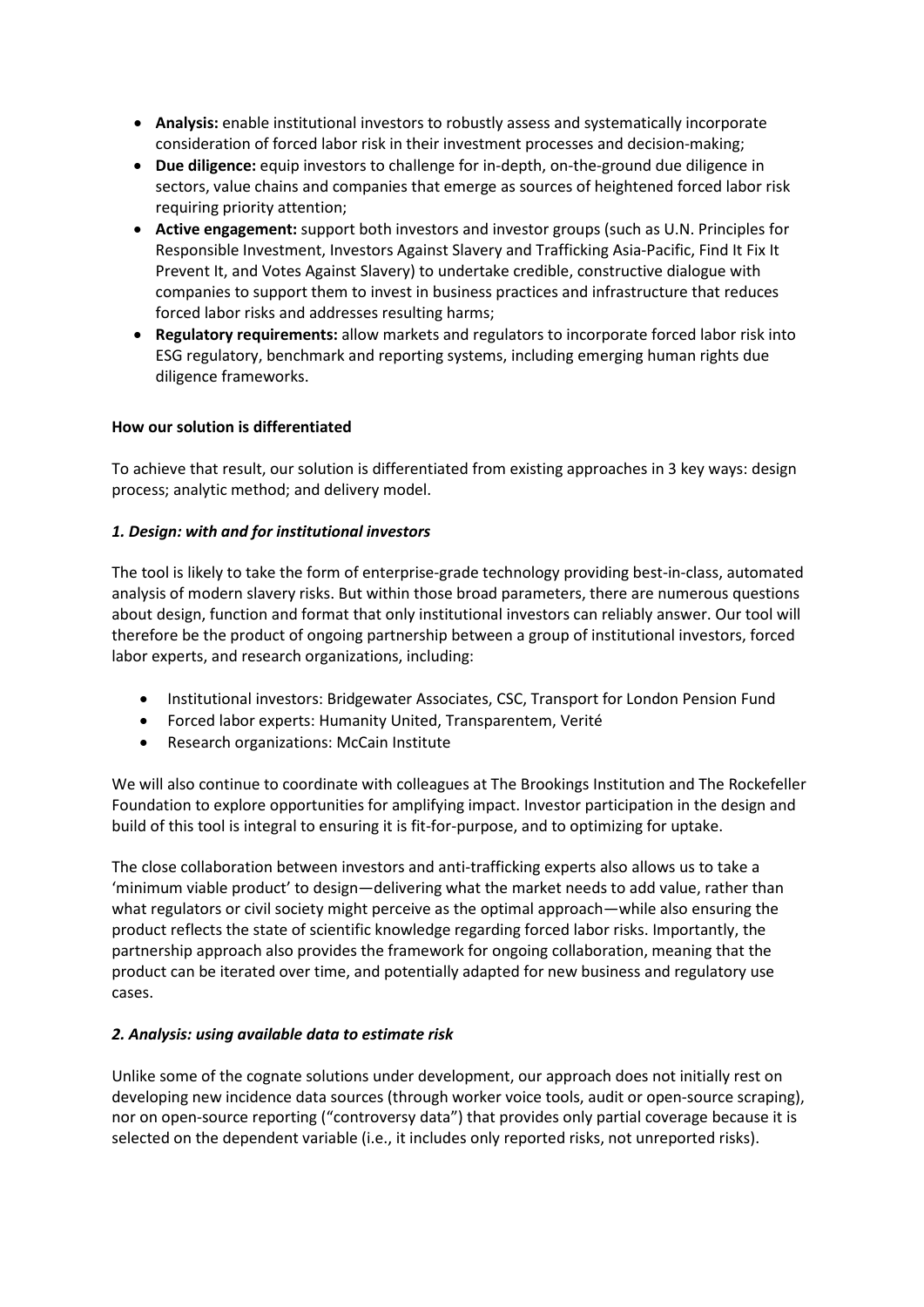- **Analysis:** enable institutional investors to robustly assess and systematically incorporate consideration of forced labor risk in their investment processes and decision-making;
- **Due diligence:** equip investors to challenge for in-depth, on-the-ground due diligence in sectors, value chains and companies that emerge as sources of heightened forced labor risk requiring priority attention;
- **Active engagement:** support both investors and investor groups (such as U.N. Principles for Responsible Investment, Investors Against Slavery and Trafficking Asia-Pacific, Find It Fix It Prevent It, and Votes Against Slavery) to undertake credible, constructive dialogue with companies to support them to invest in business practices and infrastructure that reduces forced labor risks and addresses resulting harms;
- **Regulatory requirements:** allow markets and regulators to incorporate forced labor risk into ESG regulatory, benchmark and reporting systems, including emerging human rights due diligence frameworks.

**How our solution is differentiated**

To achieve that result, our solution is differentiated from existing approaches in 3 key ways: design process; analytic method; and delivery model.

***1. Design: with and for institutional investors***

The tool is likely to take the form of enterprise-grade technology providing best-in-class, automated analysis of modern slavery risks. But within those broad parameters, there are numerous questions about design, function and format that only institutional investors can reliably answer. Our tool will therefore be the product of ongoing partnership between a group of institutional investors, forced labor experts, and research organizations, including:

- Institutional investors: Bridgewater Associates, CSC, Transport for London Pension Fund
- Forced labor experts: Humanity United, Transparentem, Verité
- Research organizations: McCain Institute

We will also continue to coordinate with colleagues at The Brookings Institution and The Rockefeller Foundation to explore opportunities for amplifying impact. Investor participation in the design and build of this tool is integral to ensuring it is fit-for-purpose, and to optimizing for uptake.

The close collaboration between investors and anti-trafficking experts also allows us to take a 'minimum viable product' to design—delivering what the market needs to add value, rather than what regulators or civil society might perceive as the optimal approach—while also ensuring the product reflects the state of scientific knowledge regarding forced labor risks. Importantly, the partnership approach also provides the framework for ongoing collaboration, meaning that the product can be iterated over time, and potentially adapted for new business and regulatory use cases.

***2. Analysis: using available data to estimate risk***

Unlike some of the cognate solutions under development, our approach does not initially rest on developing new incidence data sources (through worker voice tools, audit or open-source scraping), nor on open-source reporting ("controversy data") that provides only partial coverage because it is selected on the dependent variable (i.e., it includes only reported risks, not unreported risks).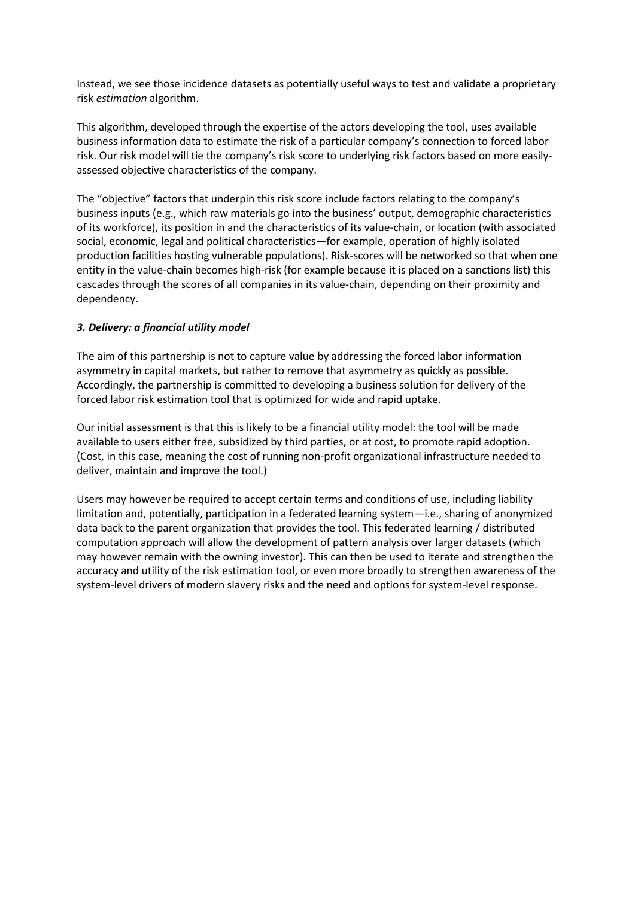Instead, we see those incidence datasets as potentially useful ways to test and validate a proprietary risk *estimation* algorithm.

This algorithm, developed through the expertise of the actors developing the tool, uses available business information data to estimate the risk of a particular company's connection to forced labor risk. Our risk model will tie the company's risk score to underlying risk factors based on more easily-assessed objective characteristics of the company.

The "objective" factors that underpin this risk score include factors relating to the company's business inputs (e.g., which raw materials go into the business' output, demographic characteristics of its workforce), its position in and the characteristics of its value-chain, or location (with associated social, economic, legal and political characteristics—for example, operation of highly isolated production facilities hosting vulnerable populations). Risk-scores will be networked so that when one entity in the value-chain becomes high-risk (for example because it is placed on a sanctions list) this cascades through the scores of all companies in its value-chain, depending on their proximity and dependency.

### *3. Delivery: a financial utility model*

The aim of this partnership is not to capture value by addressing the forced labor information asymmetry in capital markets, but rather to remove that asymmetry as quickly as possible. Accordingly, the partnership is committed to developing a business solution for delivery of the forced labor risk estimation tool that is optimized for wide and rapid uptake.

Our initial assessment is that this is likely to be a financial utility model: the tool will be made available to users either free, subsidized by third parties, or at cost, to promote rapid adoption. (Cost, in this case, meaning the cost of running non-profit organizational infrastructure needed to deliver, maintain and improve the tool.)

Users may however be required to accept certain terms and conditions of use, including liability limitation and, potentially, participation in a federated learning system—i.e., sharing of anonymized data back to the parent organization that provides the tool. This federated learning / distributed computation approach will allow the development of pattern analysis over larger datasets (which may however remain with the owning investor). This can then be used to iterate and strengthen the accuracy and utility of the risk estimation tool, or even more broadly to strengthen awareness of the system-level drivers of modern slavery risks and the need and options for system-level response.